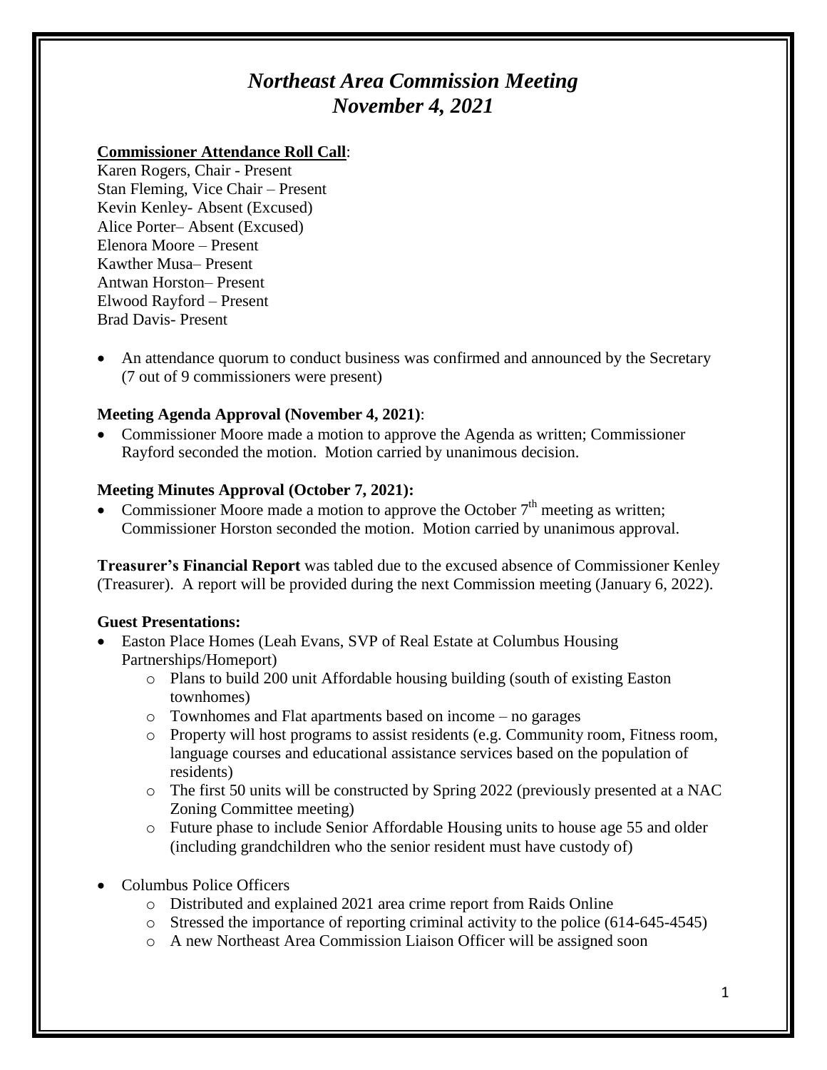# *Northeast Area Commission Meeting*
# *November 4, 2021*

**Commissioner Attendance Roll Call**:

Karen Rogers, Chair - Present
Stan Fleming, Vice Chair – Present
Kevin Kenley- Absent (Excused)
Alice Porter– Absent (Excused)
Elenora Moore – Present
Kawther Musa– Present
Antwan Horston– Present
Elwood Rayford – Present
Brad Davis- Present

- An attendance quorum to conduct business was confirmed and announced by the Secretary (7 out of 9 commissioners were present)

**Meeting Agenda Approval (November 4, 2021)**:

- Commissioner Moore made a motion to approve the Agenda as written; Commissioner Rayford seconded the motion. Motion carried by unanimous decision.

**Meeting Minutes Approval (October 7, 2021):**

- Commissioner Moore made a motion to approve the October 7th meeting as written; Commissioner Horston seconded the motion. Motion carried by unanimous approval.

**Treasurer's Financial Report** was tabled due to the excused absence of Commissioner Kenley (Treasurer). A report will be provided during the next Commission meeting (January 6, 2022).

**Guest Presentations:**

- Easton Place Homes (Leah Evans, SVP of Real Estate at Columbus Housing Partnerships/Homeport)
  - Plans to build 200 unit Affordable housing building (south of existing Easton townhomes)
  - Townhomes and Flat apartments based on income – no garages
  - Property will host programs to assist residents (e.g. Community room, Fitness room, language courses and educational assistance services based on the population of residents)
  - The first 50 units will be constructed by Spring 2022 (previously presented at a NAC Zoning Committee meeting)
  - Future phase to include Senior Affordable Housing units to house age 55 and older (including grandchildren who the senior resident must have custody of)
- Columbus Police Officers
  - Distributed and explained 2021 area crime report from Raids Online
  - Stressed the importance of reporting criminal activity to the police (614-645-4545)
  - A new Northeast Area Commission Liaison Officer will be assigned soon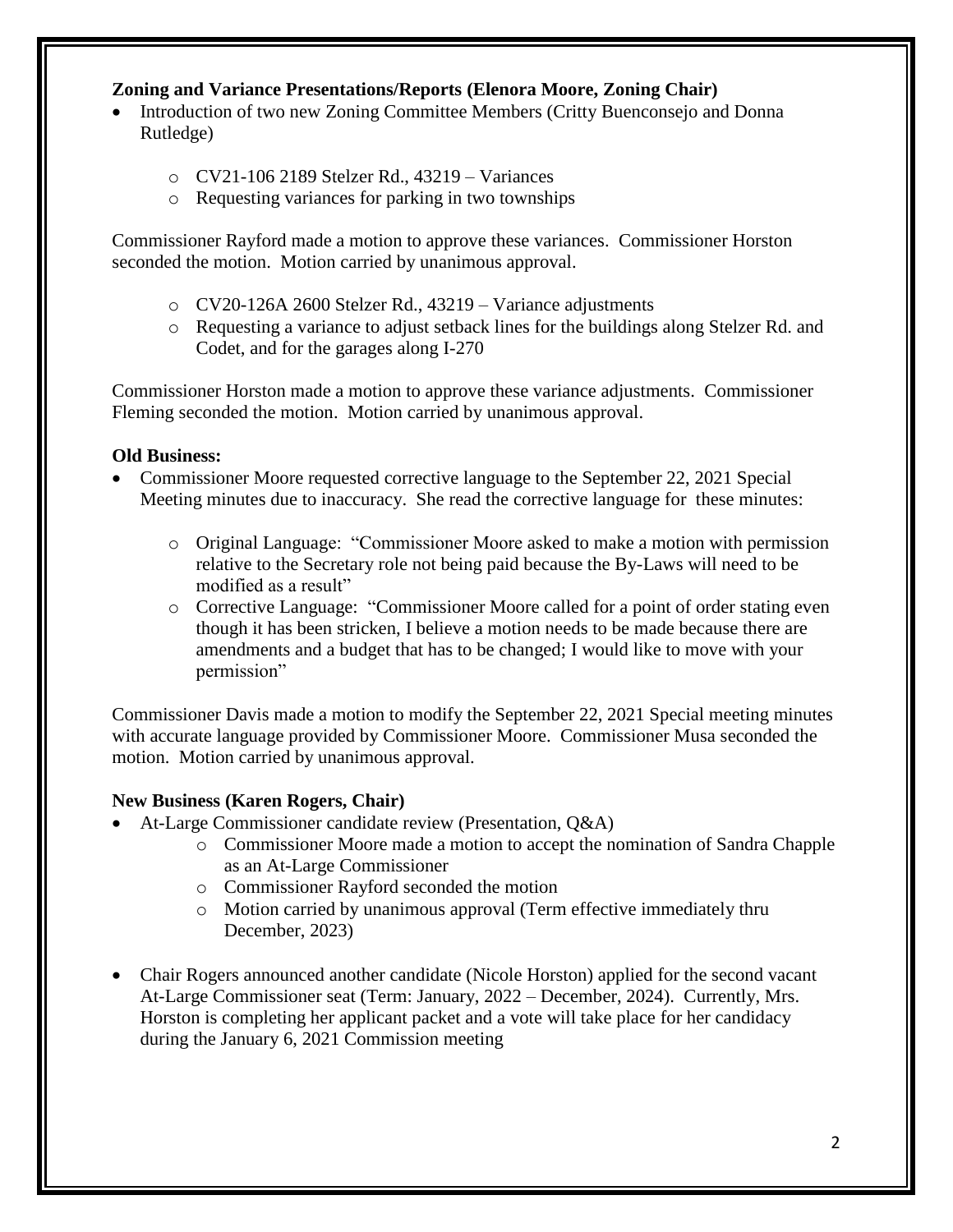**Zoning and Variance Presentations/Reports (Elenora Moore, Zoning Chair)**

- Introduction of two new Zoning Committee Members (Critty Buenconsejo and Donna Rutledge)
    - CV21-106 2189 Stelzer Rd., 43219 – Variances
    - Requesting variances for parking in two townships

Commissioner Rayford made a motion to approve these variances. Commissioner Horston seconded the motion. Motion carried by unanimous approval.

- CV20-126A 2600 Stelzer Rd., 43219 – Variance adjustments
- Requesting a variance to adjust setback lines for the buildings along Stelzer Rd. and Codet, and for the garages along I-270

Commissioner Horston made a motion to approve these variance adjustments. Commissioner Fleming seconded the motion. Motion carried by unanimous approval.

**Old Business:**

- Commissioner Moore requested corrective language to the September 22, 2021 Special Meeting minutes due to inaccuracy. She read the corrective language for these minutes:
    - Original Language: "Commissioner Moore asked to make a motion with permission relative to the Secretary role not being paid because the By-Laws will need to be modified as a result"
    - Corrective Language: "Commissioner Moore called for a point of order stating even though it has been stricken, I believe a motion needs to be made because there are amendments and a budget that has to be changed; I would like to move with your permission"

Commissioner Davis made a motion to modify the September 22, 2021 Special meeting minutes with accurate language provided by Commissioner Moore. Commissioner Musa seconded the motion. Motion carried by unanimous approval.

**New Business (Karen Rogers, Chair)**

- At-Large Commissioner candidate review (Presentation, Q&A)
    - Commissioner Moore made a motion to accept the nomination of Sandra Chapple as an At-Large Commissioner
    - Commissioner Rayford seconded the motion
    - Motion carried by unanimous approval (Term effective immediately thru December, 2023)
- Chair Rogers announced another candidate (Nicole Horston) applied for the second vacant At-Large Commissioner seat (Term: January, 2022 – December, 2024). Currently, Mrs. Horston is completing her applicant packet and a vote will take place for her candidacy during the January 6, 2021 Commission meeting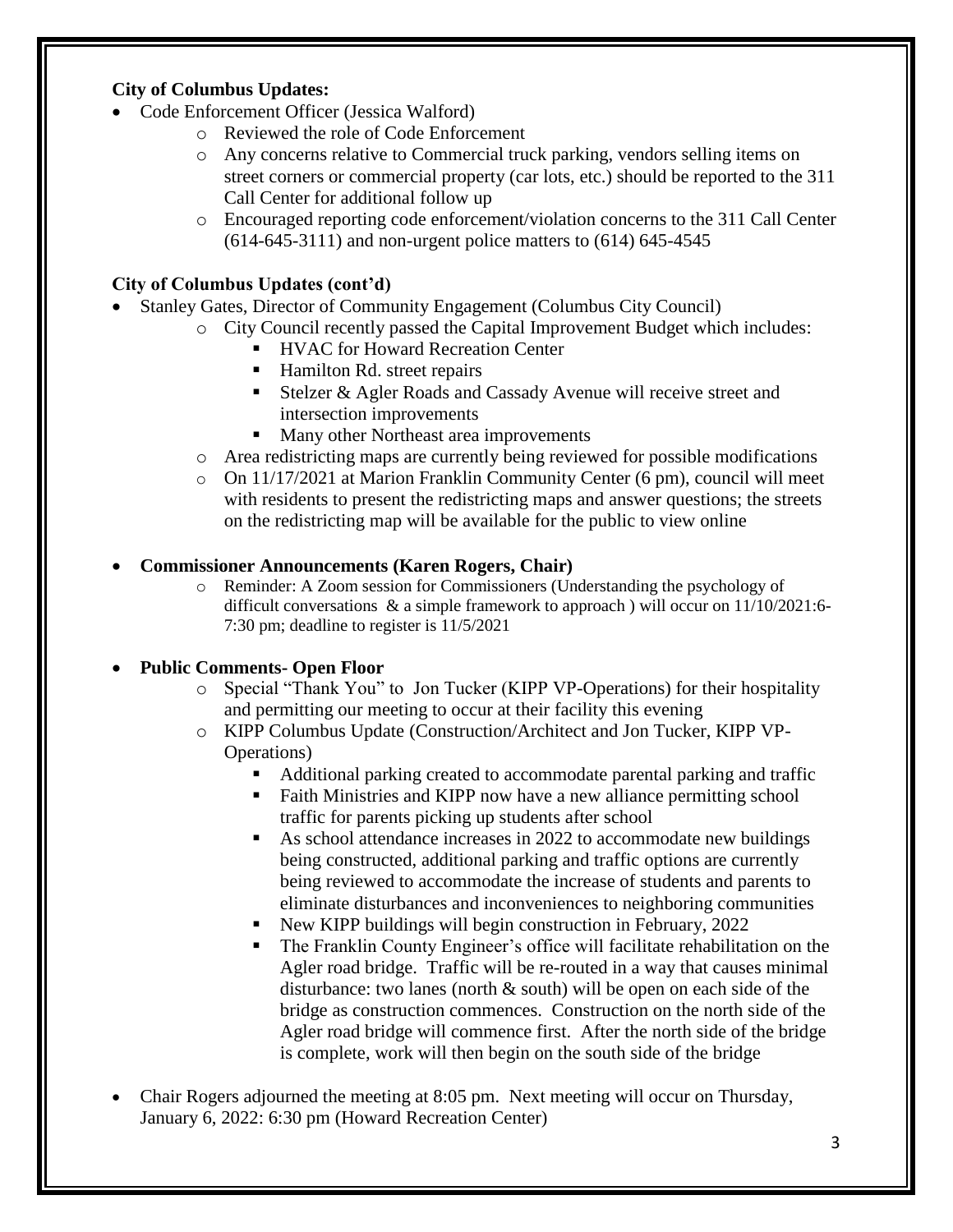**City of Columbus Updates:**

- Code Enforcement Officer (Jessica Walford)
    - Reviewed the role of Code Enforcement
    - Any concerns relative to Commercial truck parking, vendors selling items on street corners or commercial property (car lots, etc.) should be reported to the 311 Call Center for additional follow up
    - Encouraged reporting code enforcement/violation concerns to the 311 Call Center (614-645-3111) and non-urgent police matters to (614) 645-4545

**City of Columbus Updates (cont'd)**

- Stanley Gates, Director of Community Engagement (Columbus City Council)
    - City Council recently passed the Capital Improvement Budget which includes:
        - HVAC for Howard Recreation Center
        - Hamilton Rd. street repairs
        - Stelzer & Agler Roads and Cassady Avenue will receive street and intersection improvements
        - Many other Northeast area improvements
    - Area redistricting maps are currently being reviewed for possible modifications
    - On 11/17/2021 at Marion Franklin Community Center (6 pm), council will meet with residents to present the redistricting maps and answer questions; the streets on the redistricting map will be available for the public to view online

- **Commissioner Announcements (Karen Rogers, Chair)**
    - Reminder: A Zoom session for Commissioners (Understanding the psychology of difficult conversations & a simple framework to approach ) will occur on 11/10/2021:6-7:30 pm; deadline to register is 11/5/2021

- **Public Comments- Open Floor**
    - Special "Thank You" to Jon Tucker (KIPP VP-Operations) for their hospitality and permitting our meeting to occur at their facility this evening
    - KIPP Columbus Update (Construction/Architect and Jon Tucker, KIPP VP-Operations)
        - Additional parking created to accommodate parental parking and traffic
        - Faith Ministries and KIPP now have a new alliance permitting school traffic for parents picking up students after school
        - As school attendance increases in 2022 to accommodate new buildings being constructed, additional parking and traffic options are currently being reviewed to accommodate the increase of students and parents to eliminate disturbances and inconveniences to neighboring communities
        - New KIPP buildings will begin construction in February, 2022
        - The Franklin County Engineer's office will facilitate rehabilitation on the Agler road bridge. Traffic will be re-routed in a way that causes minimal disturbance: two lanes (north & south) will be open on each side of the bridge as construction commences. Construction on the north side of the Agler road bridge will commence first. After the north side of the bridge is complete, work will then begin on the south side of the bridge

- Chair Rogers adjourned the meeting at 8:05 pm. Next meeting will occur on Thursday, January 6, 2022: 6:30 pm (Howard Recreation Center)